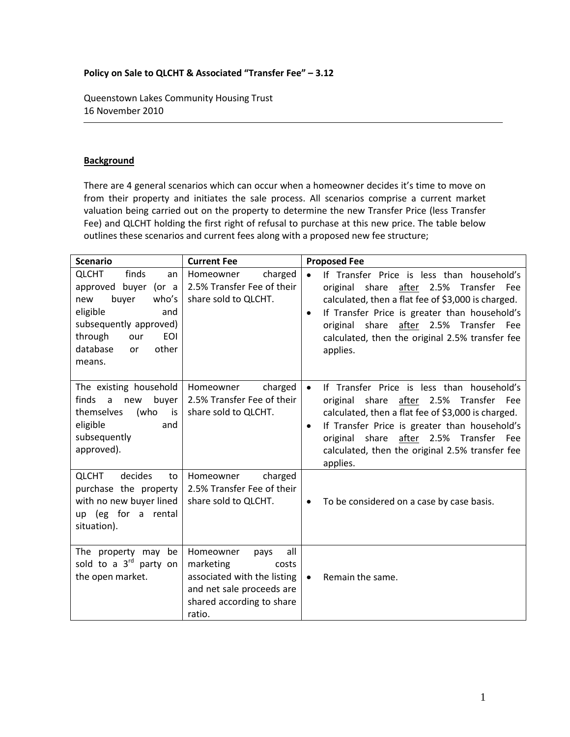**Policy on Sale to QLCHT & Associated "Transfer Fee" – 3.12**

Queenstown Lakes Community Housing Trust
16 November 2010

---

**Background**

There are 4 general scenarios which can occur when a homeowner decides it's time to move on from their property and initiates the sale process. All scenarios comprise a current market valuation being carried out on the property to determine the new Transfer Price (less Transfer Fee) and QLCHT holding the first right of refusal to purchase at this new price. The table below outlines these scenarios and current fees along with a proposed new fee structure;

| Scenario | Current Fee | Proposed Fee |
|---|---|---|
| QLCHT finds an approved buyer (or a new buyer who's eligible and subsequently approved) through our EOI database or other means. | Homeowner charged 2.5% Transfer Fee of their share sold to QLCHT. | • If Transfer Price is less than household's original share <u>after</u> 2.5% Transfer Fee calculated, then a flat fee of $3,000 is charged.<br>• If Transfer Price is greater than household's original share <u>after</u> 2.5% Transfer Fee calculated, then the original 2.5% transfer fee applies. |
| The existing household finds a new buyer themselves (who is eligible and subsequently approved). | Homeowner charged 2.5% Transfer Fee of their share sold to QLCHT. | • If Transfer Price is less than household's original share <u>after</u> 2.5% Transfer Fee calculated, then a flat fee of $3,000 is charged.<br>• If Transfer Price is greater than household's original share <u>after</u> 2.5% Transfer Fee calculated, then the original 2.5% transfer fee applies. |
| QLCHT decides to purchase the property with no new buyer lined up (eg for a rental situation). | Homeowner charged 2.5% Transfer Fee of their share sold to QLCHT. | • To be considered on a case by case basis. |
| The property may be sold to a 3rd party on the open market. | Homeowner pays all marketing costs associated with the listing and net sale proceeds are shared according to share ratio. | • Remain the same. |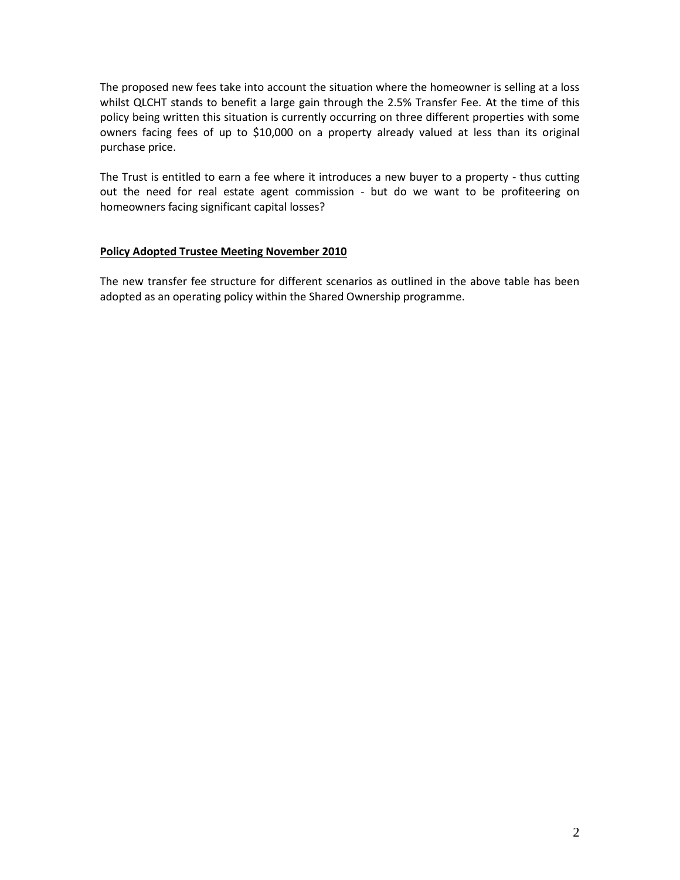The proposed new fees take into account the situation where the homeowner is selling at a loss whilst QLCHT stands to benefit a large gain through the 2.5% Transfer Fee. At the time of this policy being written this situation is currently occurring on three different properties with some owners facing fees of up to $10,000 on a property already valued at less than its original purchase price.

The Trust is entitled to earn a fee where it introduces a new buyer to a property - thus cutting out the need for real estate agent commission - but do we want to be profiteering on homeowners facing significant capital losses?

**Policy Adopted Trustee Meeting November 2010**

The new transfer fee structure for different scenarios as outlined in the above table has been adopted as an operating policy within the Shared Ownership programme.